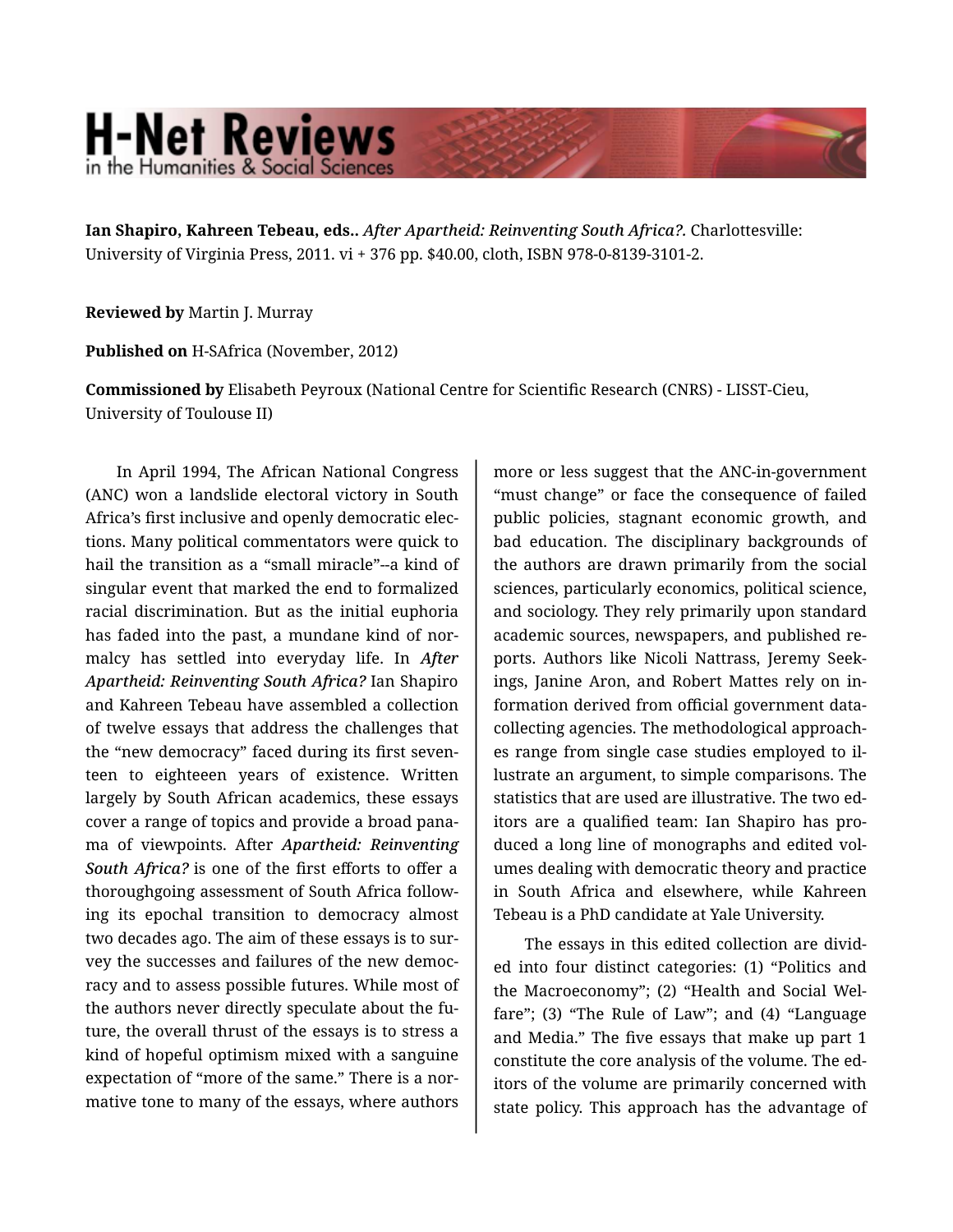# H-Net Reviews in the Humanities & Social Sciences

**Ian Shapiro, Kahreen Tebeau, eds..** *After Apartheid: Reinventing South Africa?.* Charlottesville: University of Virginia Press, 2011. vi + 376 pp. $40.00, cloth, ISBN 978-0-8139-3101-2.

**Reviewed by** Martin J. Murray

**Published on** H-SAfrica (November, 2012)

**Commissioned by** Elisabeth Peyroux (National Centre for Scientific Research (CNRS) - LISST-Cieu, University of Toulouse II)

In April 1994, The African National Congress (ANC) won a landslide electoral victory in South Africa's first inclusive and openly democratic elections. Many political commentators were quick to hail the transition as a "small miracle"--a kind of singular event that marked the end to formalized racial discrimination. But as the initial euphoria has faded into the past, a mundane kind of normalcy has settled into everyday life. In *After Apartheid: Reinventing South Africa?* Ian Shapiro and Kahreen Tebeau have assembled a collection of twelve essays that address the challenges that the "new democracy" faced during its first seventeen to eighteeen years of existence. Written largely by South African academics, these essays cover a range of topics and provide a broad panama of viewpoints. After *Apartheid: Reinventing South Africa?* is one of the first efforts to offer a thoroughgoing assessment of South Africa following its epochal transition to democracy almost two decades ago. The aim of these essays is to survey the successes and failures of the new democracy and to assess possible futures. While most of the authors never directly speculate about the future, the overall thrust of the essays is to stress a kind of hopeful optimism mixed with a sanguine expectation of "more of the same." There is a normative tone to many of the essays, where authors more or less suggest that the ANC-in-government "must change" or face the consequence of failed public policies, stagnant economic growth, and bad education. The disciplinary backgrounds of the authors are drawn primarily from the social sciences, particularly economics, political science, and sociology. They rely primarily upon standard academic sources, newspapers, and published reports. Authors like Nicoli Nattrass, Jeremy Seekings, Janine Aron, and Robert Mattes rely on information derived from official government data-collecting agencies. The methodological approaches range from single case studies employed to illustrate an argument, to simple comparisons. The statistics that are used are illustrative. The two editors are a qualified team: Ian Shapiro has produced a long line of monographs and edited volumes dealing with democratic theory and practice in South Africa and elsewhere, while Kahreen Tebeau is a PhD candidate at Yale University.

The essays in this edited collection are divided into four distinct categories: (1) "Politics and the Macroeconomy"; (2) "Health and Social Welfare"; (3) "The Rule of Law"; and (4) "Language and Media." The five essays that make up part 1 constitute the core analysis of the volume. The editors of the volume are primarily concerned with state policy. This approach has the advantage of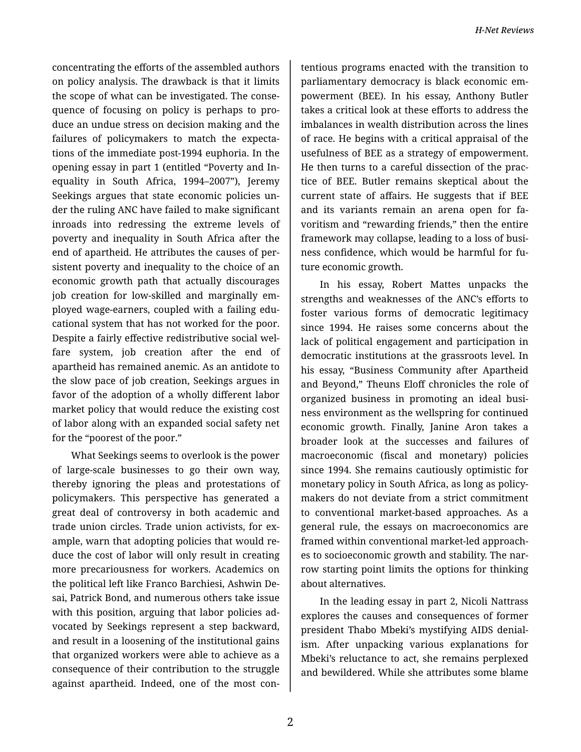concentrating the efforts of the assembled authors on policy analysis. The drawback is that it limits the scope of what can be investigated. The consequence of focusing on policy is perhaps to produce an undue stress on decision making and the failures of policymakers to match the expectations of the immediate post-1994 euphoria. In the opening essay in part 1 (entitled "Poverty and Inequality in South Africa, 1994–2007"), Jeremy Seekings argues that state economic policies under the ruling ANC have failed to make significant inroads into redressing the extreme levels of poverty and inequality in South Africa after the end of apartheid. He attributes the causes of persistent poverty and inequality to the choice of an economic growth path that actually discourages job creation for low-skilled and marginally employed wage-earners, coupled with a failing educational system that has not worked for the poor. Despite a fairly effective redistributive social welfare system, job creation after the end of apartheid has remained anemic. As an antidote to the slow pace of job creation, Seekings argues in favor of the adoption of a wholly different labor market policy that would reduce the existing cost of labor along with an expanded social safety net for the "poorest of the poor."

What Seekings seems to overlook is the power of large-scale businesses to go their own way, thereby ignoring the pleas and protestations of policymakers. This perspective has generated a great deal of controversy in both academic and trade union circles. Trade union activists, for example, warn that adopting policies that would reduce the cost of labor will only result in creating more precariousness for workers. Academics on the political left like Franco Barchiesi, Ashwin Desai, Patrick Bond, and numerous others take issue with this position, arguing that labor policies advocated by Seekings represent a step backward, and result in a loosening of the institutional gains that organized workers were able to achieve as a consequence of their contribution to the struggle against apartheid. Indeed, one of the most contentious programs enacted with the transition to parliamentary democracy is black economic empowerment (BEE). In his essay, Anthony Butler takes a critical look at these efforts to address the imbalances in wealth distribution across the lines of race. He begins with a critical appraisal of the usefulness of BEE as a strategy of empowerment. He then turns to a careful dissection of the practice of BEE. Butler remains skeptical about the current state of affairs. He suggests that if BEE and its variants remain an arena open for favoritism and "rewarding friends," then the entire framework may collapse, leading to a loss of business confidence, which would be harmful for future economic growth.

In his essay, Robert Mattes unpacks the strengths and weaknesses of the ANC's efforts to foster various forms of democratic legitimacy since 1994. He raises some concerns about the lack of political engagement and participation in democratic institutions at the grassroots level. In his essay, "Business Community after Apartheid and Beyond," Theuns Eloff chronicles the role of organized business in promoting an ideal business environment as the wellspring for continued economic growth. Finally, Janine Aron takes a broader look at the successes and failures of macroeconomic (fiscal and monetary) policies since 1994. She remains cautiously optimistic for monetary policy in South Africa, as long as policymakers do not deviate from a strict commitment to conventional market-based approaches. As a general rule, the essays on macroeconomics are framed within conventional market-led approaches to socioeconomic growth and stability. The narrow starting point limits the options for thinking about alternatives.

In the leading essay in part 2, Nicoli Nattrass explores the causes and consequences of former president Thabo Mbeki's mystifying AIDS denialism. After unpacking various explanations for Mbeki's reluctance to act, she remains perplexed and bewildered. While she attributes some blame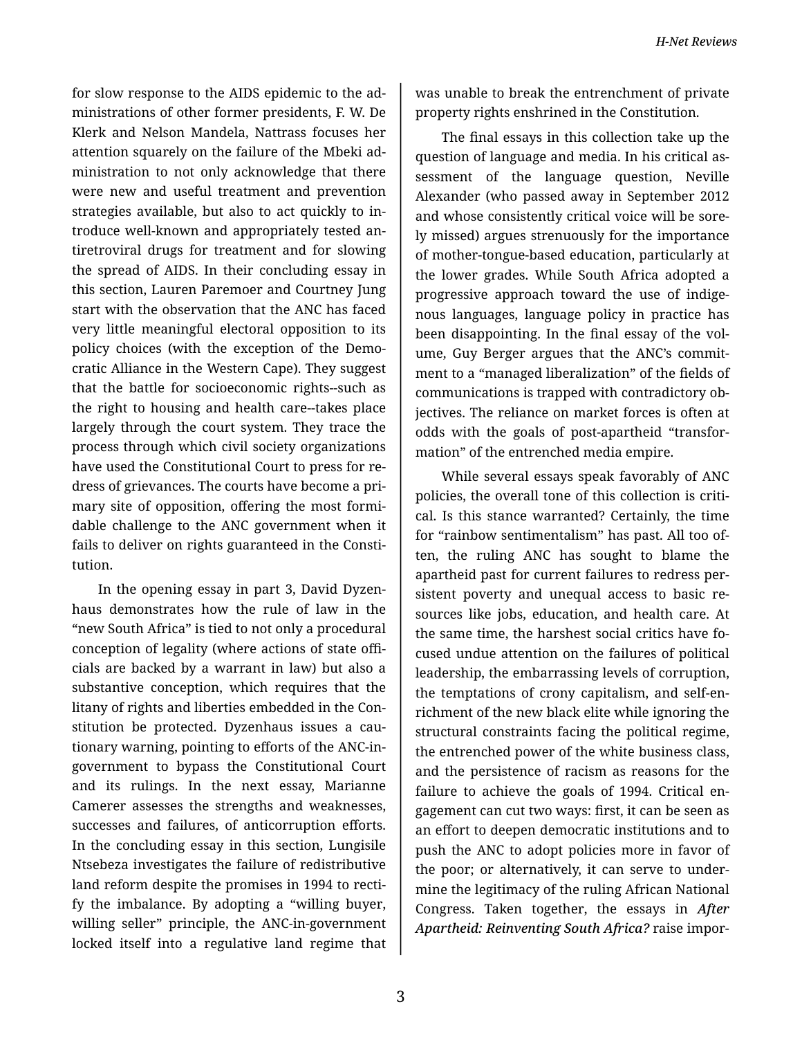for slow response to the AIDS epidemic to the administrations of other former presidents, F. W. De Klerk and Nelson Mandela, Nattrass focuses her attention squarely on the failure of the Mbeki administration to not only acknowledge that there were new and useful treatment and prevention strategies available, but also to act quickly to introduce well-known and appropriately tested antiretroviral drugs for treatment and for slowing the spread of AIDS. In their concluding essay in this section, Lauren Paremoer and Courtney Jung start with the observation that the ANC has faced very little meaningful electoral opposition to its policy choices (with the exception of the Democratic Alliance in the Western Cape). They suggest that the battle for socioeconomic rights--such as the right to housing and health care--takes place largely through the court system. They trace the process through which civil society organizations have used the Constitutional Court to press for redress of grievances. The courts have become a primary site of opposition, offering the most formidable challenge to the ANC government when it fails to deliver on rights guaranteed in the Constitution.

In the opening essay in part 3, David Dyzenhaus demonstrates how the rule of law in the "new South Africa" is tied to not only a procedural conception of legality (where actions of state officials are backed by a warrant in law) but also a substantive conception, which requires that the litany of rights and liberties embedded in the Constitution be protected. Dyzenhaus issues a cautionary warning, pointing to efforts of the ANC-in-government to bypass the Constitutional Court and its rulings. In the next essay, Marianne Camerer assesses the strengths and weaknesses, successes and failures, of anticorruption efforts. In the concluding essay in this section, Lungisile Ntsebeza investigates the failure of redistributive land reform despite the promises in 1994 to rectify the imbalance. By adopting a "willing buyer, willing seller" principle, the ANC-in-government locked itself into a regulative land regime that was unable to break the entrenchment of private property rights enshrined in the Constitution.

The final essays in this collection take up the question of language and media. In his critical assessment of the language question, Neville Alexander (who passed away in September 2012 and whose consistently critical voice will be sorely missed) argues strenuously for the importance of mother-tongue-based education, particularly at the lower grades. While South Africa adopted a progressive approach toward the use of indigenous languages, language policy in practice has been disappointing. In the final essay of the volume, Guy Berger argues that the ANC's commitment to a "managed liberalization" of the fields of communications is trapped with contradictory objectives. The reliance on market forces is often at odds with the goals of post-apartheid "transformation" of the entrenched media empire.

While several essays speak favorably of ANC policies, the overall tone of this collection is critical. Is this stance warranted? Certainly, the time for "rainbow sentimentalism" has past. All too often, the ruling ANC has sought to blame the apartheid past for current failures to redress persistent poverty and unequal access to basic resources like jobs, education, and health care. At the same time, the harshest social critics have focused undue attention on the failures of political leadership, the embarrassing levels of corruption, the temptations of crony capitalism, and self-enrichment of the new black elite while ignoring the structural constraints facing the political regime, the entrenched power of the white business class, and the persistence of racism as reasons for the failure to achieve the goals of 1994. Critical engagement can cut two ways: first, it can be seen as an effort to deepen democratic institutions and to push the ANC to adopt policies more in favor of the poor; or alternatively, it can serve to undermine the legitimacy of the ruling African National Congress. Taken together, the essays in *After Apartheid: Reinventing South Africa?* raise impor-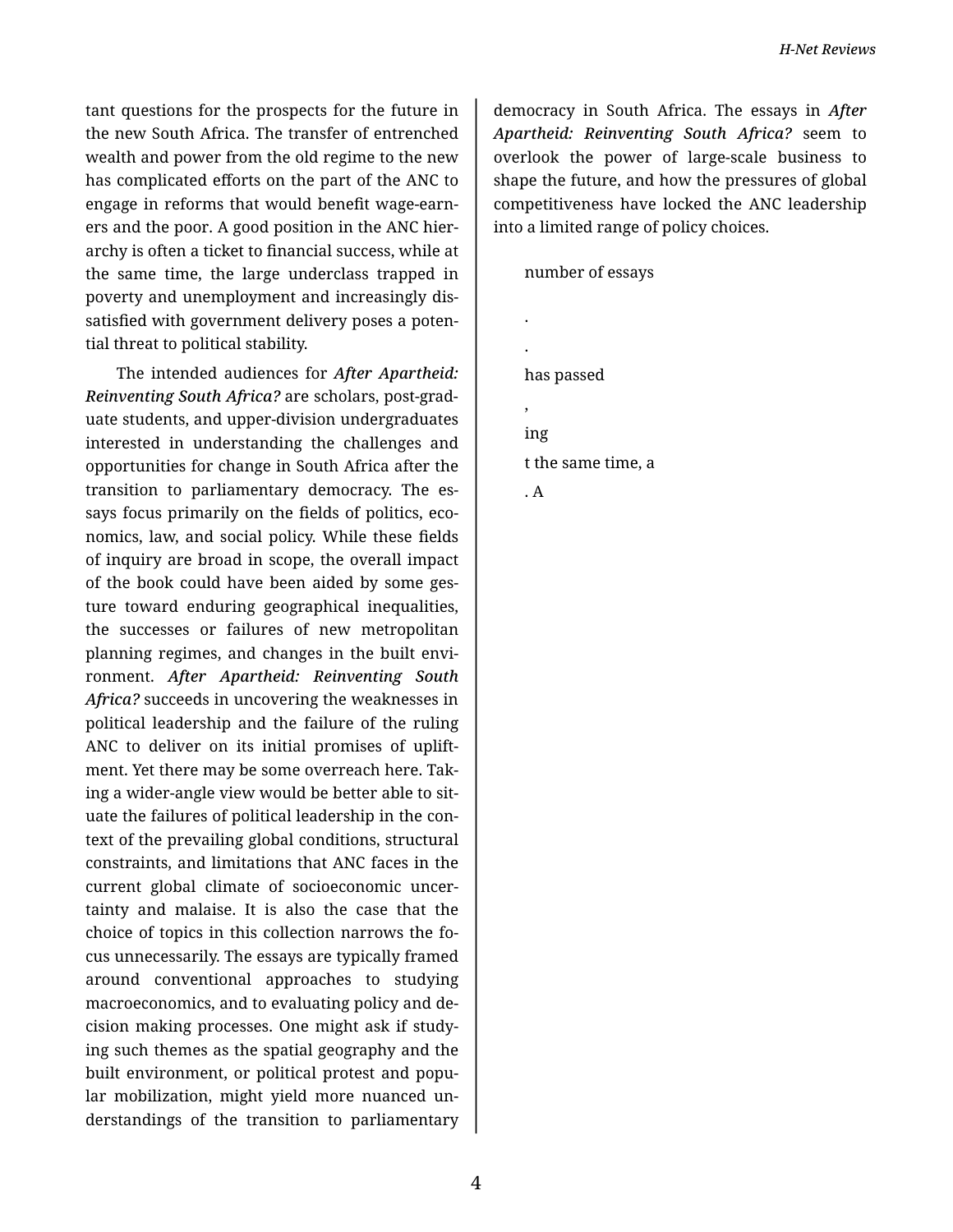tant questions for the prospects for the future in the new South Africa. The transfer of entrenched wealth and power from the old regime to the new has complicated efforts on the part of the ANC to engage in reforms that would benefit wage-earners and the poor. A good position in the ANC hierarchy is often a ticket to financial success, while at the same time, the large underclass trapped in poverty and unemployment and increasingly dissatisfied with government delivery poses a potential threat to political stability.

The intended audiences for ***After Apartheid: Reinventing South Africa?*** are scholars, post-graduate students, and upper-division undergraduates interested in understanding the challenges and opportunities for change in South Africa after the transition to parliamentary democracy. The essays focus primarily on the fields of politics, economics, law, and social policy. While these fields of inquiry are broad in scope, the overall impact of the book could have been aided by some gesture toward enduring geographical inequalities, the successes or failures of new metropolitan planning regimes, and changes in the built environment. ***After Apartheid: Reinventing South Africa?*** succeeds in uncovering the weaknesses in political leadership and the failure of the ruling ANC to deliver on its initial promises of upliftment. Yet there may be some overreach here. Taking a wider-angle view would be better able to situate the failures of political leadership in the context of the prevailing global conditions, structural constraints, and limitations that ANC faces in the current global climate of socioeconomic uncertainty and malaise. It is also the case that the choice of topics in this collection narrows the focus unnecessarily. The essays are typically framed around conventional approaches to studying macroeconomics, and to evaluating policy and decision making processes. One might ask if studying such themes as the spatial geography and the built environment, or political protest and popular mobilization, might yield more nuanced understandings of the transition to parliamentary democracy in South Africa. The essays in ***After Apartheid: Reinventing South Africa?*** seem to overlook the power of large-scale business to shape the future, and how the pressures of global competitiveness have locked the ANC leadership into a limited range of policy choices.

number of essays

.

.

has passed

,

ing

t the same time, a

. A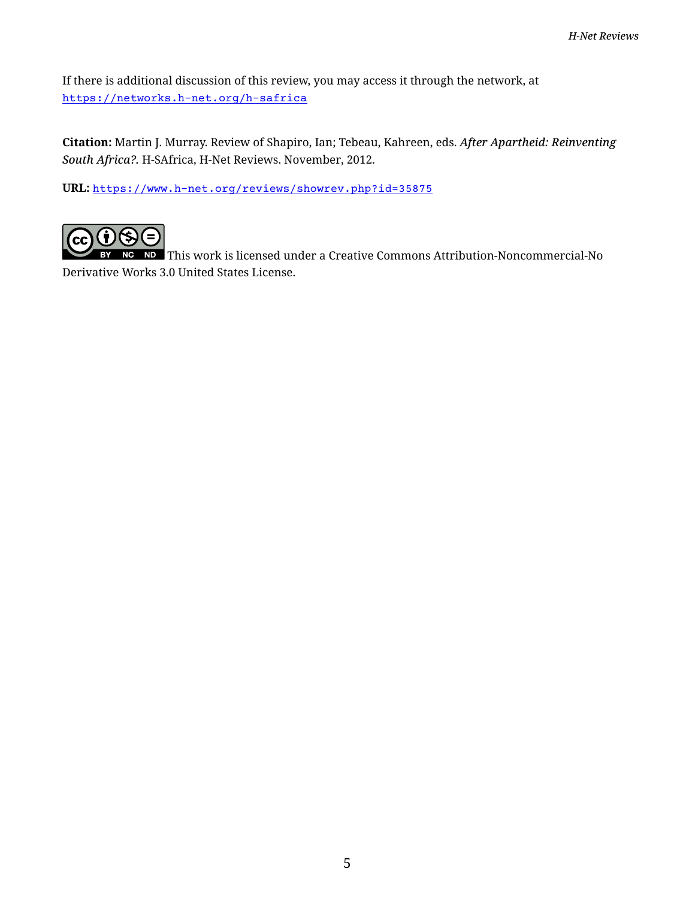If there is additional discussion of this review, you may access it through the network, at https://networks.h-net.org/h-safrica

**Citation:** Martin J. Murray. Review of Shapiro, Ian; Tebeau, Kahreen, eds. ***After Apartheid: Reinventing South Africa?.*** H-SAfrica, H-Net Reviews. November, 2012.

**URL:** https://www.h-net.org/reviews/showrev.php?id=35875

This work is licensed under a Creative Commons Attribution-Noncommercial-No Derivative Works 3.0 United States License.